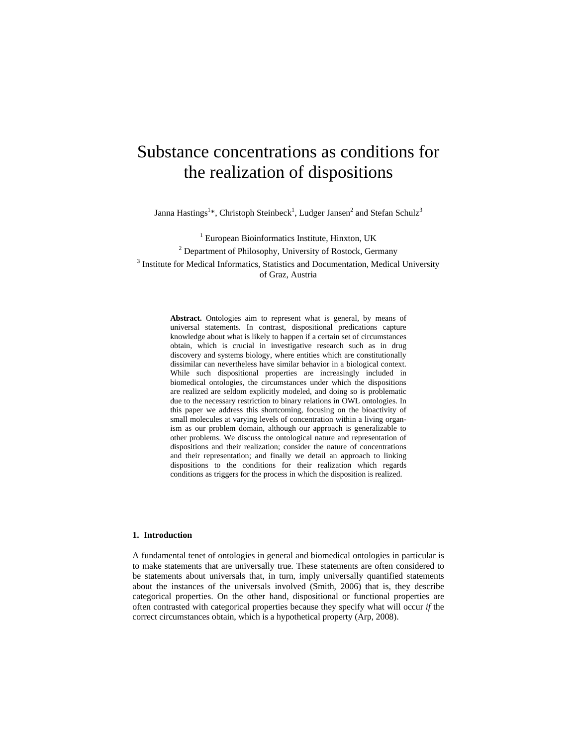# Substance concentrations as conditions for the realization of dispositions

Janna Hastings[1]*, Christoph Steinbeck[1], Ludger Jansen[2] and Stefan Schulz[3]

[1] European Bioinformatics Institute, Hinxton, UK

[2] Department of Philosophy, University of Rostock, Germany

[3] Institute for Medical Informatics, Statistics and Documentation, Medical University of Graz, Austria

**Abstract.** Ontologies aim to represent what is general, by means of universal statements. In contrast, dispositional predications capture knowledge about what is likely to happen if a certain set of circumstances obtain, which is crucial in investigative research such as in drug discovery and systems biology, where entities which are constitutionally dissimilar can nevertheless have similar behavior in a biological context. While such dispositional properties are increasingly included in biomedical ontologies, the circumstances under which the dispositions are realized are seldom explicitly modeled, and doing so is problematic due to the necessary restriction to binary relations in OWL ontologies. In this paper we address this shortcoming, focusing on the bioactivity of small molecules at varying levels of concentration within a living organism as our problem domain, although our approach is generalizable to other problems. We discuss the ontological nature and representation of dispositions and their realization; consider the nature of concentrations and their representation; and finally we detail an approach to linking dispositions to the conditions for their realization which regards conditions as triggers for the process in which the disposition is realized.

## 1. Introduction

A fundamental tenet of ontologies in general and biomedical ontologies in particular is to make statements that are universally true. These statements are often considered to be statements about universals that, in turn, imply universally quantified statements about the instances of the universals involved (Smith, 2006) that is, they describe categorical properties. On the other hand, dispositional or functional properties are often contrasted with categorical properties because they specify what will occur *if* the correct circumstances obtain, which is a hypothetical property (Arp, 2008).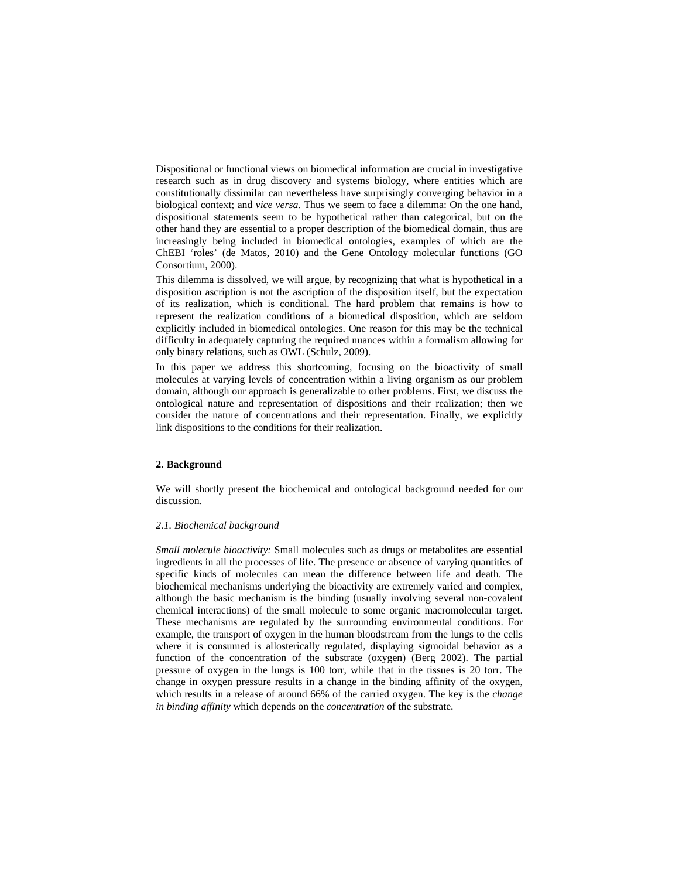Dispositional or functional views on biomedical information are crucial in investigative research such as in drug discovery and systems biology, where entities which are constitutionally dissimilar can nevertheless have surprisingly converging behavior in a biological context; and *vice versa*. Thus we seem to face a dilemma: On the one hand, dispositional statements seem to be hypothetical rather than categorical, but on the other hand they are essential to a proper description of the biomedical domain, thus are increasingly being included in biomedical ontologies, examples of which are the ChEBI 'roles' (de Matos, 2010) and the Gene Ontology molecular functions (GO Consortium, 2000).

This dilemma is dissolved, we will argue, by recognizing that what is hypothetical in a disposition ascription is not the ascription of the disposition itself, but the expectation of its realization, which is conditional. The hard problem that remains is how to represent the realization conditions of a biomedical disposition, which are seldom explicitly included in biomedical ontologies. One reason for this may be the technical difficulty in adequately capturing the required nuances within a formalism allowing for only binary relations, such as OWL (Schulz, 2009).

In this paper we address this shortcoming, focusing on the bioactivity of small molecules at varying levels of concentration within a living organism as our problem domain, although our approach is generalizable to other problems. First, we discuss the ontological nature and representation of dispositions and their realization; then we consider the nature of concentrations and their representation. Finally, we explicitly link dispositions to the conditions for their realization.

## 2. Background

We will shortly present the biochemical and ontological background needed for our discussion.

### *2.1. Biochemical background*

*Small molecule bioactivity:* Small molecules such as drugs or metabolites are essential ingredients in all the processes of life. The presence or absence of varying quantities of specific kinds of molecules can mean the difference between life and death. The biochemical mechanisms underlying the bioactivity are extremely varied and complex, although the basic mechanism is the binding (usually involving several non-covalent chemical interactions) of the small molecule to some organic macromolecular target. These mechanisms are regulated by the surrounding environmental conditions. For example, the transport of oxygen in the human bloodstream from the lungs to the cells where it is consumed is allosterically regulated, displaying sigmoidal behavior as a function of the concentration of the substrate (oxygen) (Berg 2002). The partial pressure of oxygen in the lungs is 100 torr, while that in the tissues is 20 torr. The change in oxygen pressure results in a change in the binding affinity of the oxygen, which results in a release of around 66% of the carried oxygen. The key is the *change in binding affinity* which depends on the *concentration* of the substrate.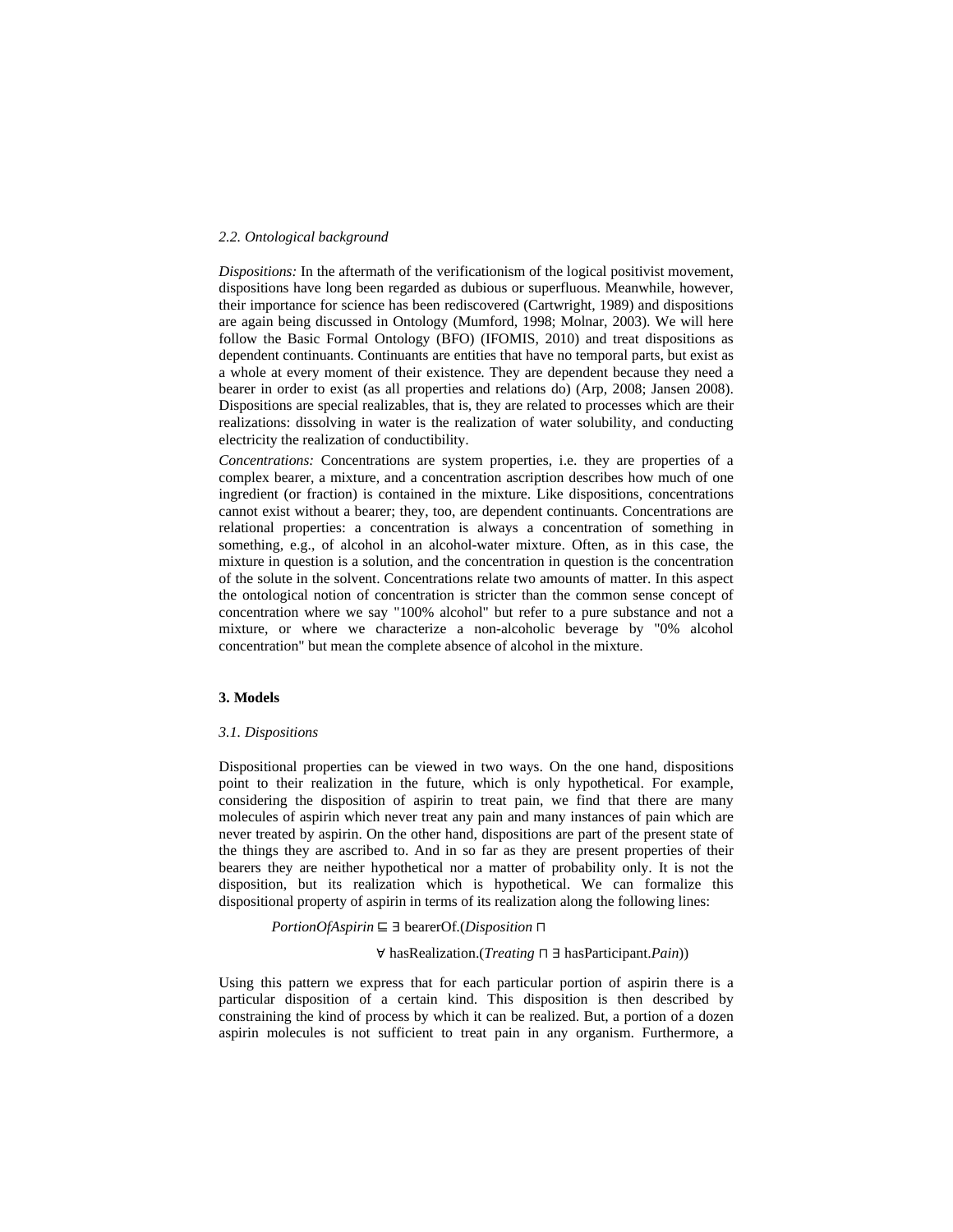### 2.2. Ontological background

*Dispositions:* In the aftermath of the verificationism of the logical positivist movement, dispositions have long been regarded as dubious or superfluous. Meanwhile, however, their importance for science has been rediscovered (Cartwright, 1989) and dispositions are again being discussed in Ontology (Mumford, 1998; Molnar, 2003). We will here follow the Basic Formal Ontology (BFO) (IFOMIS, 2010) and treat dispositions as dependent continuants. Continuants are entities that have no temporal parts, but exist as a whole at every moment of their existence. They are dependent because they need a bearer in order to exist (as all properties and relations do) (Arp, 2008; Jansen 2008). Dispositions are special realizables, that is, they are related to processes which are their realizations: dissolving in water is the realization of water solubility, and conducting electricity the realization of conductibility.

*Concentrations:* Concentrations are system properties, i.e. they are properties of a complex bearer, a mixture, and a concentration ascription describes how much of one ingredient (or fraction) is contained in the mixture. Like dispositions, concentrations cannot exist without a bearer; they, too, are dependent continuants. Concentrations are relational properties: a concentration is always a concentration of something in something, e.g., of alcohol in an alcohol-water mixture. Often, as in this case, the mixture in question is a solution, and the concentration in question is the concentration of the solute in the solvent. Concentrations relate two amounts of matter. In this aspect the ontological notion of concentration is stricter than the common sense concept of concentration where we say "100% alcohol" but refer to a pure substance and not a mixture, or where we characterize a non-alcoholic beverage by "0% alcohol concentration" but mean the complete absence of alcohol in the mixture.

## 3. Models

### 3.1. Dispositions

Dispositional properties can be viewed in two ways. On the one hand, dispositions point to their realization in the future, which is only hypothetical. For example, considering the disposition of aspirin to treat pain, we find that there are many molecules of aspirin which never treat any pain and many instances of pain which are never treated by aspirin. On the other hand, dispositions are part of the present state of the things they are ascribed to. And in so far as they are present properties of their bearers they are neither hypothetical nor a matter of probability only. It is not the disposition, but its realization which is hypothetical. We can formalize this dispositional property of aspirin in terms of its realization along the following lines:

$$\mathit{PortionOfAspirin} \sqsubseteq \exists\ \text{bearerOf}.(\mathit{Disposition}\ \sqcap$$

$$\forall\ \text{hasRealization}.(\mathit{Treating}\ \sqcap\ \exists\ \text{hasParticipant}.\mathit{Pain}))$$

Using this pattern we express that for each particular portion of aspirin there is a particular disposition of a certain kind. This disposition is then described by constraining the kind of process by which it can be realized. But, a portion of a dozen aspirin molecules is not sufficient to treat pain in any organism. Furthermore, a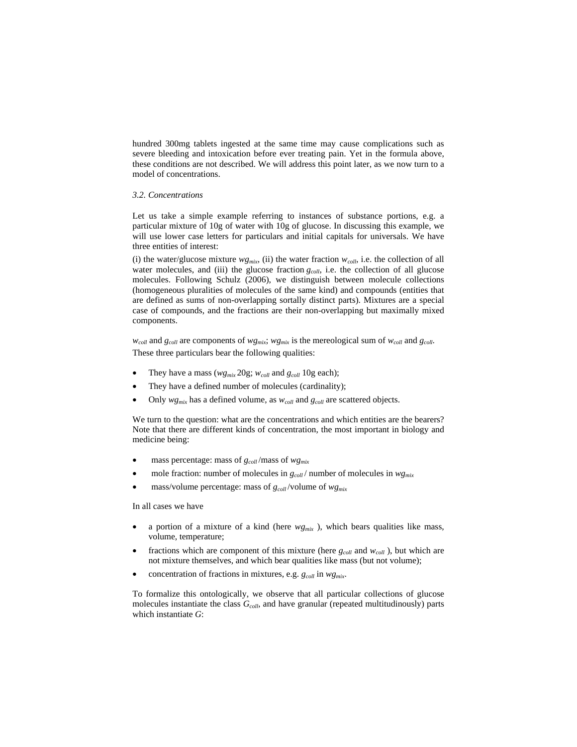hundred 300mg tablets ingested at the same time may cause complications such as severe bleeding and intoxication before ever treating pain. Yet in the formula above, these conditions are not described. We will address this point later, as we now turn to a model of concentrations.

### *3.2. Concentrations*

Let us take a simple example referring to instances of substance portions, e.g. a particular mixture of 10g of water with 10g of glucose. In discussing this example, we will use lower case letters for particulars and initial capitals for universals. We have three entities of interest:

(i) the water/glucose mixture $wg_{mix}$, (ii) the water fraction $w_{coll}$, i.e. the collection of all water molecules, and (iii) the glucose fraction $g_{coll}$, i.e. the collection of all glucose molecules. Following Schulz (2006), we distinguish between molecule collections (homogeneous pluralities of molecules of the same kind) and compounds (entities that are defined as sums of non-overlapping sortally distinct parts). Mixtures are a special case of compounds, and the fractions are their non-overlapping but maximally mixed components.

$w_{coll}$ and $g_{coll}$ are components of $wg_{mix}$; $wg_{mix}$ is the mereological sum of $w_{coll}$ and $g_{coll}$. These three particulars bear the following qualities:

- They have a mass ($wg_{mix}$ 20g; $w_{coll}$ and $g_{coll}$ 10g each);
- They have a defined number of molecules (cardinality);
- Only $wg_{mix}$ has a defined volume, as $w_{coll}$ and $g_{coll}$ are scattered objects.

We turn to the question: what are the concentrations and which entities are the bearers? Note that there are different kinds of concentration, the most important in biology and medicine being:

- mass percentage: mass of $g_{coll}$ /mass of $wg_{mix}$
- mole fraction: number of molecules in $g_{coll}$ / number of molecules in $wg_{mix}$
- mass/volume percentage: mass of $g_{coll}$ /volume of $wg_{mix}$

In all cases we have

- a portion of a mixture of a kind (here $wg_{mix}$ ), which bears qualities like mass, volume, temperature;
- fractions which are component of this mixture (here $g_{coll}$ and $w_{coll}$ ), but which are not mixture themselves, and which bear qualities like mass (but not volume);
- concentration of fractions in mixtures, e.g. $g_{coll}$ in $wg_{mix}$.

To formalize this ontologically, we observe that all particular collections of glucose molecules instantiate the class $G_{coll}$, and have granular (repeated multitudinously) parts which instantiate $G$: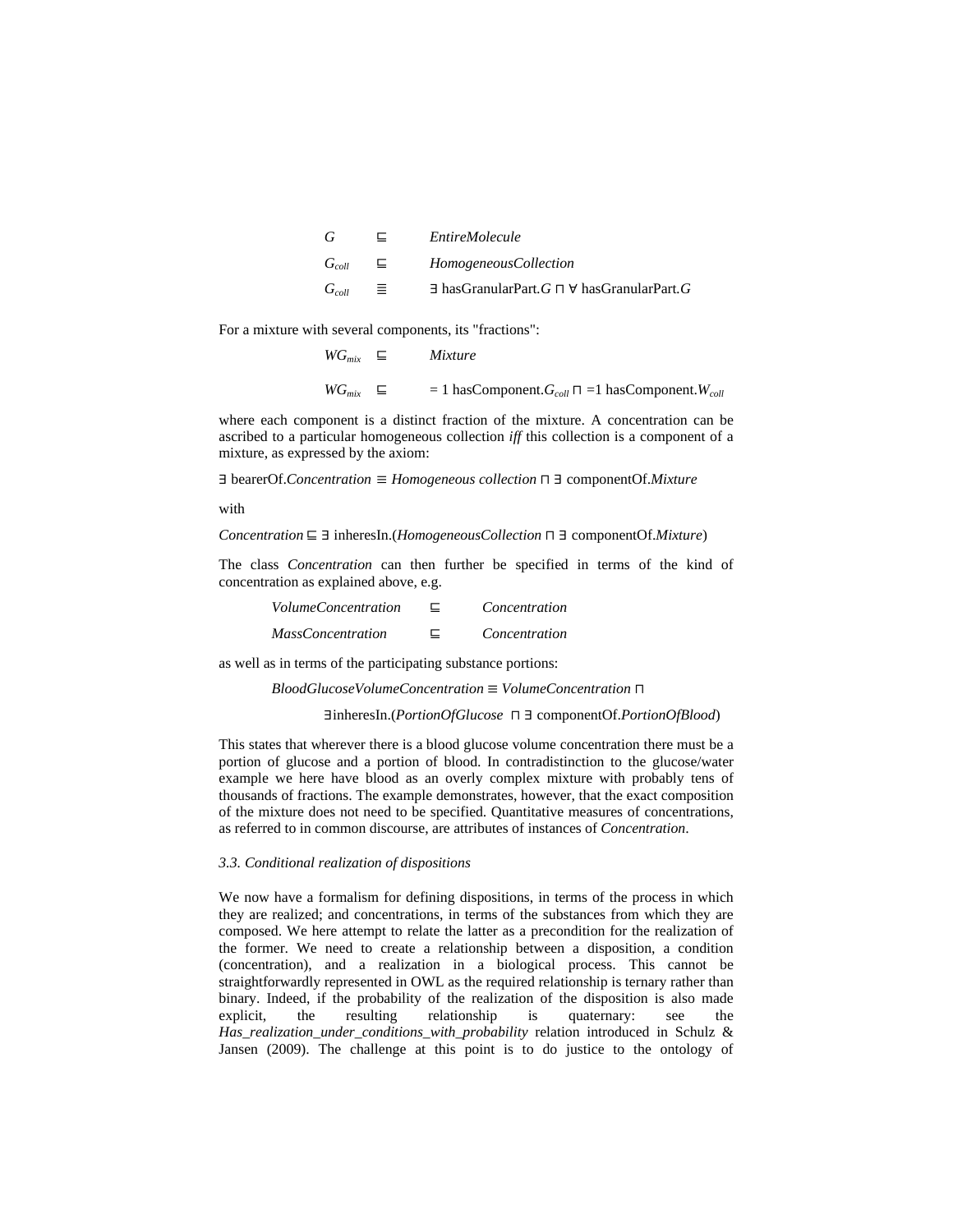$$G \sqsubseteq EntireMolecule$$

$$G_{coll} \sqsubseteq HomogeneousCollection$$

$$G_{coll} \equiv \exists\ \text{hasGranularPart}.G \sqcap \forall\ \text{hasGranularPart}.G$$

For a mixture with several components, its "fractions":

$$WG_{mix} \sqsubseteq Mixture$$

$$WG_{mix} \sqsubseteq\ =1\ \text{hasComponent}.G_{coll} \sqcap =1\ \text{hasComponent}.W_{coll}$$

where each component is a distinct fraction of the mixture. A concentration can be ascribed to a particular homogeneous collection *iff* this collection is a component of a mixture, as expressed by the axiom:

$$\exists\ \text{bearerOf}.Concentration \equiv Homogeneous\ collection \sqcap \exists\ \text{componentOf}.Mixture$$

with

$$Concentration \sqsubseteq \exists\ \text{inheresIn}.(HomogeneousCollection \sqcap \exists\ \text{componentOf}.Mixture)$$

The class *Concentration* can then further be specified in terms of the kind of concentration as explained above, e.g.

$$VolumeConcentration \sqsubseteq Concentration$$

$$MassConcentration \sqsubseteq Concentration$$

as well as in terms of the participating substance portions:

$$BloodGlucoseVolumeConcentration \equiv VolumeConcentration \sqcap$$

$$\exists \text{inheresIn}.(PortionOfGlucose \sqcap \exists\ \text{componentOf}.PortionOfBlood)$$

This states that wherever there is a blood glucose volume concentration there must be a portion of glucose and a portion of blood. In contradistinction to the glucose/water example we here have blood as an overly complex mixture with probably tens of thousands of fractions. The example demonstrates, however, that the exact composition of the mixture does not need to be specified. Quantitative measures of concentrations, as referred to in common discourse, are attributes of instances of *Concentration*.

### 3.3. Conditional realization of dispositions

We now have a formalism for defining dispositions, in terms of the process in which they are realized; and concentrations, in terms of the substances from which they are composed. We here attempt to relate the latter as a precondition for the realization of the former. We need to create a relationship between a disposition, a condition (concentration), and a realization in a biological process. This cannot be straightforwardly represented in OWL as the required relationship is ternary rather than binary. Indeed, if the probability of the realization of the disposition is also made explicit, the resulting relationship is quaternary: see the *Has_realization_under_conditions_with_probability* relation introduced in Schulz & Jansen (2009). The challenge at this point is to do justice to the ontology of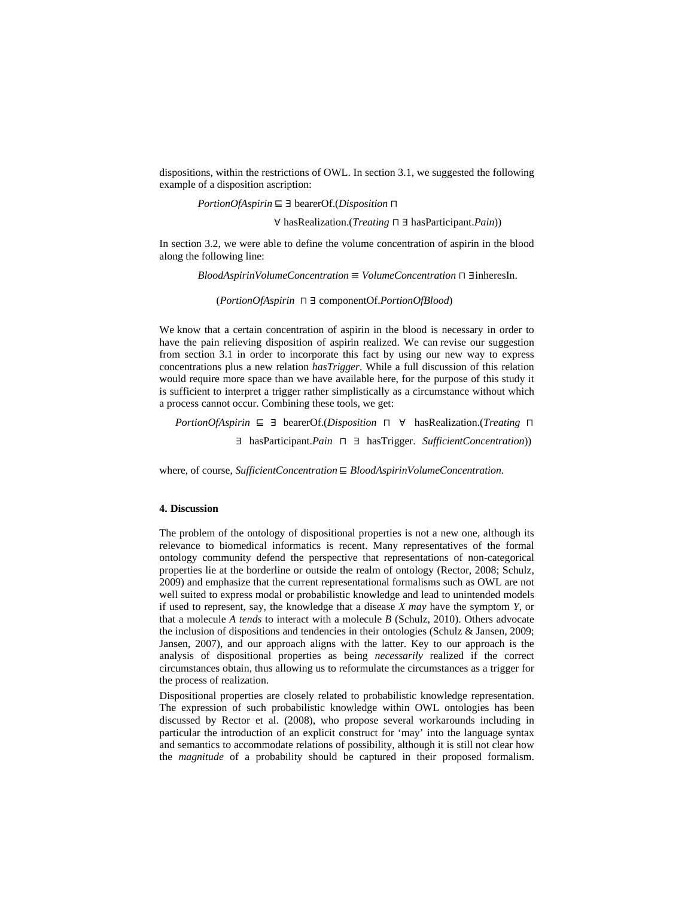dispositions, within the restrictions of OWL. In section 3.1, we suggested the following example of a disposition ascription:

$$PortionOfAspirin \sqsubseteq \exists \text{ bearerOf.}(Disposition \sqcap \forall \text{ hasRealization.}(Treating \sqcap \exists \text{ hasParticipant.}Pain))$$

In section 3.2, we were able to define the volume concentration of aspirin in the blood along the following line:

$$BloodAspirinVolumeConcentration \equiv VolumeConcentration \sqcap \exists \text{inheresIn.}(PortionOfAspirin \sqcap \exists \text{ componentOf.}PortionOfBlood)$$

We know that a certain concentration of aspirin in the blood is necessary in order to have the pain relieving disposition of aspirin realized. We can revise our suggestion from section 3.1 in order to incorporate this fact by using our new way to express concentrations plus a new relation *hasTrigger*. While a full discussion of this relation would require more space than we have available here, for the purpose of this study it is sufficient to interpret a trigger rather simplistically as a circumstance without which a process cannot occur. Combining these tools, we get:

$$PortionOfAspirin \sqsubseteq \exists \text{ bearerOf.}(Disposition \sqcap \forall \text{ hasRealization.}(Treating \sqcap \exists \text{ hasParticipant.}Pain \sqcap \exists \text{ hasTrigger. } SufficientConcentration))$$

where, of course, $SufficientConcentration \sqsubseteq BloodAspirinVolumeConcentration$.

## 4. Discussion

The problem of the ontology of dispositional properties is not a new one, although its relevance to biomedical informatics is recent. Many representatives of the formal ontology community defend the perspective that representations of non-categorical properties lie at the borderline or outside the realm of ontology (Rector, 2008; Schulz, 2009) and emphasize that the current representational formalisms such as OWL are not well suited to express modal or probabilistic knowledge and lead to unintended models if used to represent, say, the knowledge that a disease *X may* have the symptom *Y*, or that a molecule *A tends* to interact with a molecule *B* (Schulz, 2010). Others advocate the inclusion of dispositions and tendencies in their ontologies (Schulz & Jansen, 2009; Jansen, 2007), and our approach aligns with the latter. Key to our approach is the analysis of dispositional properties as being *necessarily* realized if the correct circumstances obtain, thus allowing us to reformulate the circumstances as a trigger for the process of realization.

Dispositional properties are closely related to probabilistic knowledge representation. The expression of such probabilistic knowledge within OWL ontologies has been discussed by Rector et al. (2008), who propose several workarounds including in particular the introduction of an explicit construct for 'may' into the language syntax and semantics to accommodate relations of possibility, although it is still not clear how the *magnitude* of a probability should be captured in their proposed formalism.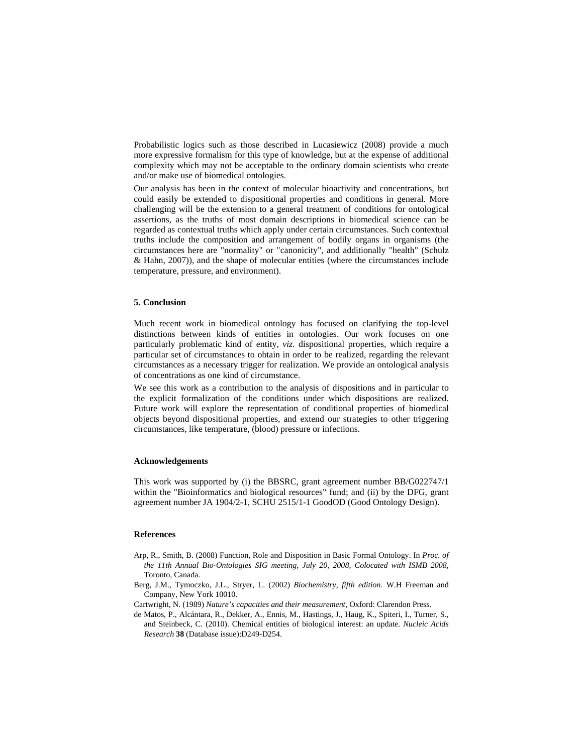Probabilistic logics such as those described in Lucasiewicz (2008) provide a much more expressive formalism for this type of knowledge, but at the expense of additional complexity which may not be acceptable to the ordinary domain scientists who create and/or make use of biomedical ontologies.

Our analysis has been in the context of molecular bioactivity and concentrations, but could easily be extended to dispositional properties and conditions in general. More challenging will be the extension to a general treatment of conditions for ontological assertions, as the truths of most domain descriptions in biomedical science can be regarded as contextual truths which apply under certain circumstances. Such contextual truths include the composition and arrangement of bodily organs in organisms (the circumstances here are "normality" or "canonicity", and additionally "health" (Schulz & Hahn, 2007)), and the shape of molecular entities (where the circumstances include temperature, pressure, and environment).

### 5. Conclusion

Much recent work in biomedical ontology has focused on clarifying the top-level distinctions between kinds of entities in ontologies. Our work focuses on one particularly problematic kind of entity, *viz.* dispositional properties, which require a particular set of circumstances to obtain in order to be realized, regarding the relevant circumstances as a necessary trigger for realization. We provide an ontological analysis of concentrations as one kind of circumstance.

We see this work as a contribution to the analysis of dispositions and in particular to the explicit formalization of the conditions under which dispositions are realized. Future work will explore the representation of conditional properties of biomedical objects beyond dispositional properties, and extend our strategies to other triggering circumstances, like temperature, (blood) pressure or infections.

### Acknowledgements

This work was supported by (i) the BBSRC, grant agreement number BB/G022747/1 within the "Bioinformatics and biological resources" fund; and (ii) by the DFG, grant agreement number JA 1904/2-1, SCHU 2515/1-1 GoodOD (Good Ontology Design).

### References

Arp, R., Smith, B. (2008) Function, Role and Disposition in Basic Formal Ontology. In *Proc. of the 11th Annual Bio-Ontologies SIG meeting, July 20, 2008, Colocated with ISMB 2008*, Toronto, Canada.

Berg, J.M., Tymoczko, J.L., Stryer, L. (2002) *Biochemistry, fifth edition*. W.H Freeman and Company, New York 10010.

Cartwright, N. (1989) *Nature's capacities and their measurement*, Oxford: Clarendon Press.

de Matos, P., Alcántara, R., Dekker, A., Ennis, M., Hastings, J., Haug, K., Spiteri, I., Turner, S., and Steinbeck, C. (2010). Chemical entities of biological interest: an update. *Nucleic Acids Research* **38** (Database issue):D249-D254.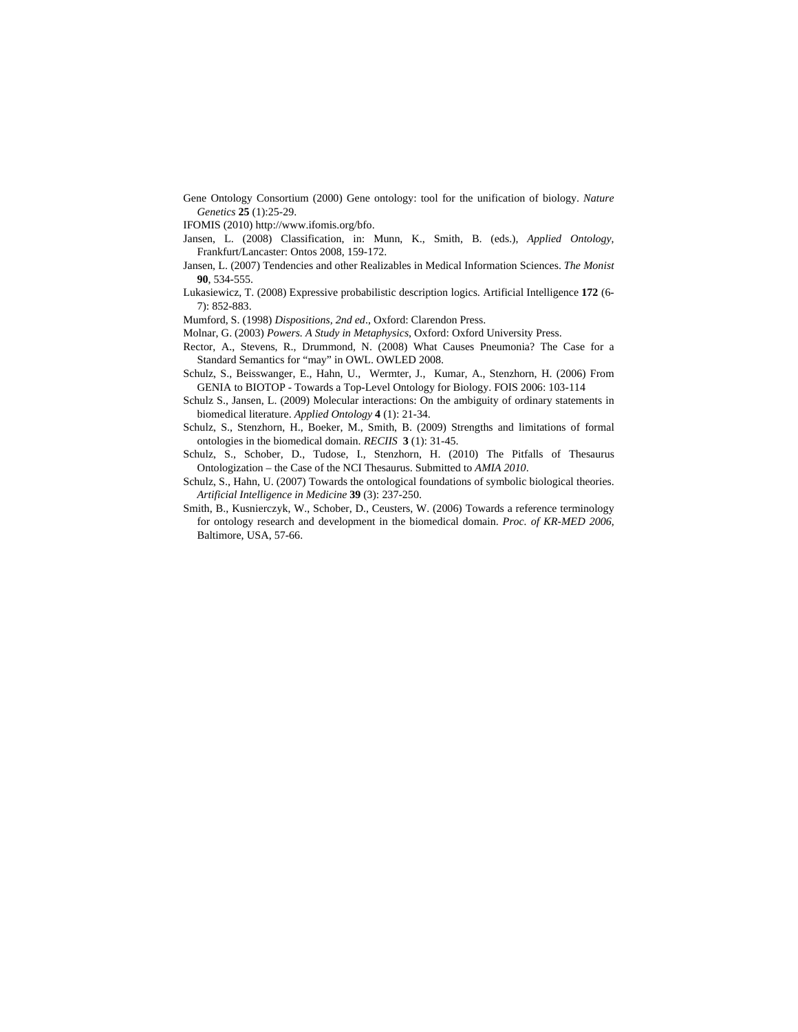Gene Ontology Consortium (2000) Gene ontology: tool for the unification of biology. *Nature Genetics* **25** (1):25-29.

IFOMIS (2010) http://www.ifomis.org/bfo.

Jansen, L. (2008) Classification, in: Munn, K., Smith, B. (eds.), *Applied Ontology*, Frankfurt/Lancaster: Ontos 2008, 159-172.

Jansen, L. (2007) Tendencies and other Realizables in Medical Information Sciences. *The Monist* **90**, 534-555.

Lukasiewicz, T. (2008) Expressive probabilistic description logics. Artificial Intelligence **172** (6-7): 852-883.

Mumford, S. (1998) *Dispositions, 2nd ed*., Oxford: Clarendon Press.

Molnar, G. (2003) *Powers. A Study in Metaphysics*, Oxford: Oxford University Press.

Rector, A., Stevens, R., Drummond, N. (2008) What Causes Pneumonia? The Case for a Standard Semantics for "may" in OWL. OWLED 2008.

Schulz, S., Beisswanger, E., Hahn, U., Wermter, J., Kumar, A., Stenzhorn, H. (2006) From GENIA to BIOTOP - Towards a Top-Level Ontology for Biology. FOIS 2006: 103-114

Schulz S., Jansen, L. (2009) Molecular interactions: On the ambiguity of ordinary statements in biomedical literature. *Applied Ontology* **4** (1): 21-34.

Schulz, S., Stenzhorn, H., Boeker, M., Smith, B. (2009) Strengths and limitations of formal ontologies in the biomedical domain. *RECIIS* **3** (1): 31-45.

Schulz, S., Schober, D., Tudose, I., Stenzhorn, H. (2010) The Pitfalls of Thesaurus Ontologization – the Case of the NCI Thesaurus. Submitted to *AMIA 2010*.

Schulz, S., Hahn, U. (2007) Towards the ontological foundations of symbolic biological theories. *Artificial Intelligence in Medicine* **39** (3): 237-250.

Smith, B., Kusnierczyk, W., Schober, D., Ceusters, W. (2006) Towards a reference terminology for ontology research and development in the biomedical domain. *Proc. of KR-MED 2006*, Baltimore, USA, 57-66.